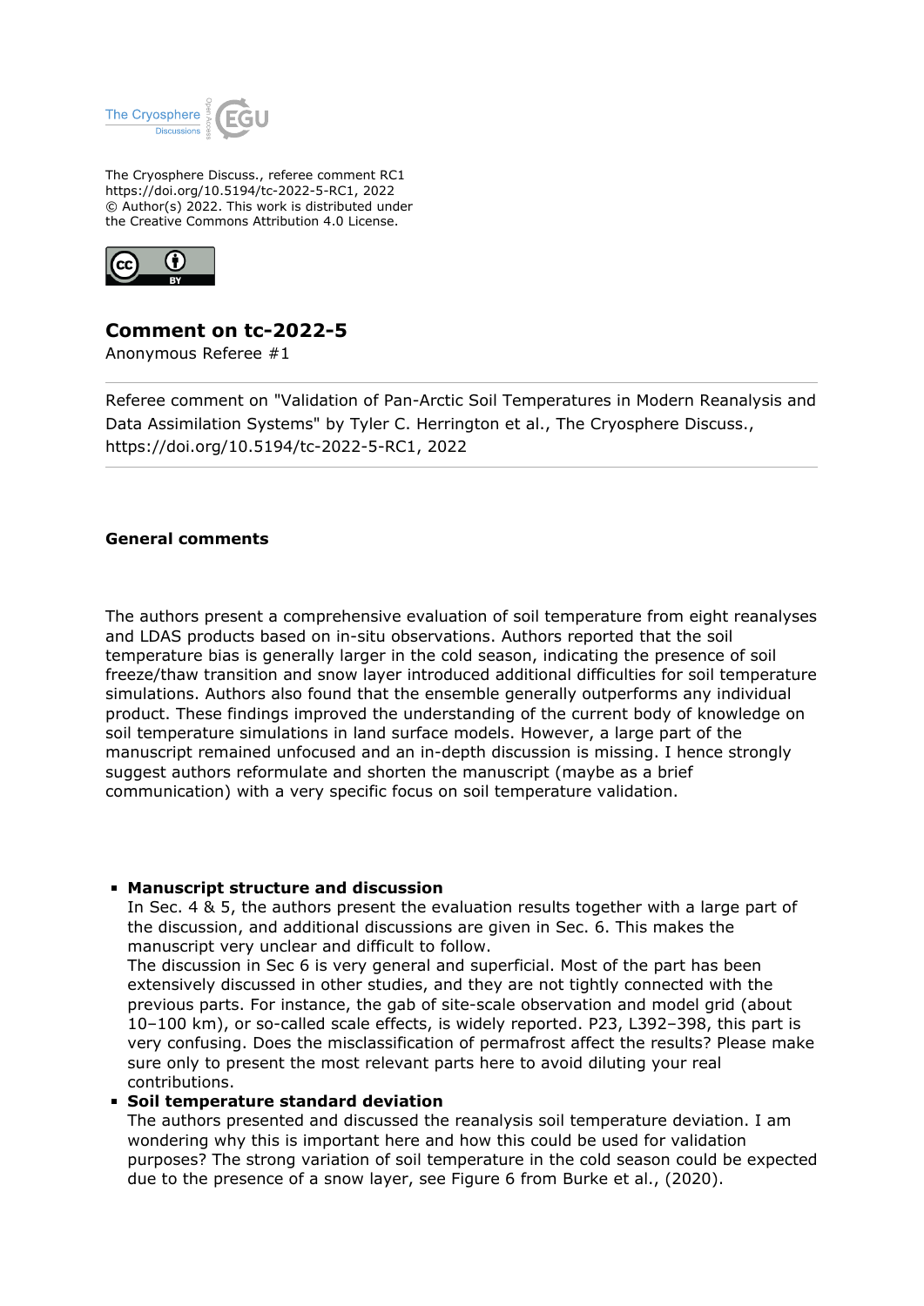The Cryosphere Discuss., referee comment RC1
https://doi.org/10.5194/tc-2022-5-RC1, 2022
© Author(s) 2022. This work is distributed under
the Creative Commons Attribution 4.0 License.

## Comment on tc-2022-5

Anonymous Referee #1

Referee comment on "Validation of Pan-Arctic Soil Temperatures in Modern Reanalysis and Data Assimilation Systems" by Tyler C. Herrington et al., The Cryosphere Discuss., https://doi.org/10.5194/tc-2022-5-RC1, 2022

### General comments

The authors present a comprehensive evaluation of soil temperature from eight reanalyses and LDAS products based on in-situ observations. Authors reported that the soil temperature bias is generally larger in the cold season, indicating the presence of soil freeze/thaw transition and snow layer introduced additional difficulties for soil temperature simulations. Authors also found that the ensemble generally outperforms any individual product. These findings improved the understanding of the current body of knowledge on soil temperature simulations in land surface models. However, a large part of the manuscript remained unfocused and an in-depth discussion is missing. I hence strongly suggest authors reformulate and shorten the manuscript (maybe as a brief communication) with a very specific focus on soil temperature validation.

- **Manuscript structure and discussion**
  In Sec. 4 & 5, the authors present the evaluation results together with a large part of the discussion, and additional discussions are given in Sec. 6. This makes the manuscript very unclear and difficult to follow.
  The discussion in Sec 6 is very general and superficial. Most of the part has been extensively discussed in other studies, and they are not tightly connected with the previous parts. For instance, the gab of site-scale observation and model grid (about 10–100 km), or so-called scale effects, is widely reported. P23, L392–398, this part is very confusing. Does the misclassification of permafrost affect the results? Please make sure only to present the most relevant parts here to avoid diluting your real contributions.
- **Soil temperature standard deviation**
  The authors presented and discussed the reanalysis soil temperature deviation. I am wondering why this is important here and how this could be used for validation purposes? The strong variation of soil temperature in the cold season could be expected due to the presence of a snow layer, see Figure 6 from Burke et al., (2020).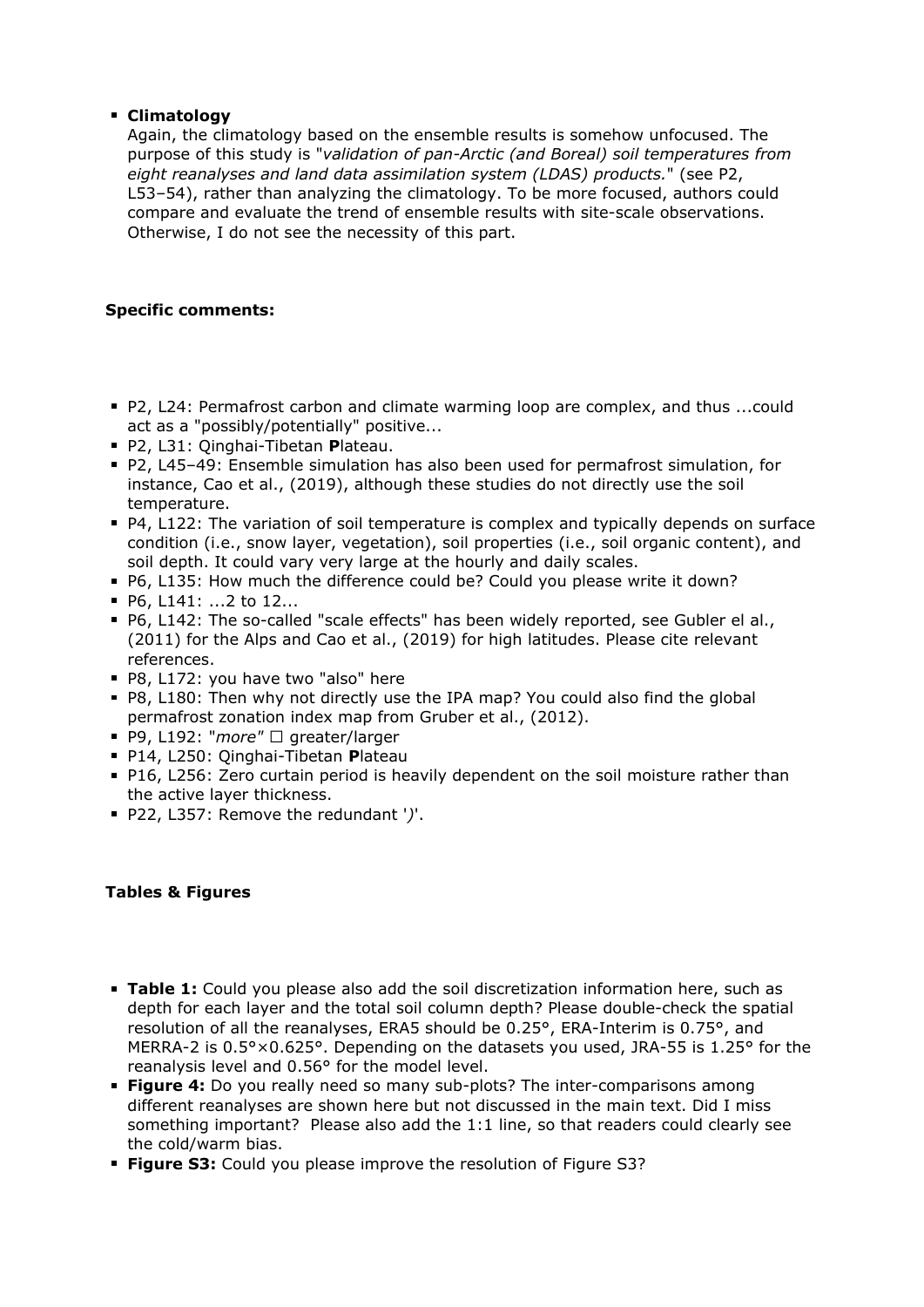- **Climatology**
  Again, the climatology based on the ensemble results is somehow unfocused. The purpose of this study is "*validation of pan-Arctic (and Boreal) soil temperatures from eight reanalyses and land data assimilation system (LDAS) products.*" (see P2, L53–54), rather than analyzing the climatology. To be more focused, authors could compare and evaluate the trend of ensemble results with site-scale observations. Otherwise, I do not see the necessity of this part.

**Specific comments:**

- P2, L24: Permafrost carbon and climate warming loop are complex, and thus ...could act as a "possibly/potentially" positive...
- P2, L31: Qinghai-Tibetan **P**lateau.
- P2, L45–49: Ensemble simulation has also been used for permafrost simulation, for instance, Cao et al., (2019), although these studies do not directly use the soil temperature.
- P4, L122: The variation of soil temperature is complex and typically depends on surface condition (i.e., snow layer, vegetation), soil properties (i.e., soil organic content), and soil depth. It could vary very large at the hourly and daily scales.
- P6, L135: How much the difference could be? Could you please write it down?
- P6, L141: ...2 to 12...
- P6, L142: The so-called "scale effects" has been widely reported, see Gubler el al., (2011) for the Alps and Cao et al., (2019) for high latitudes. Please cite relevant references.
- P8, L172: you have two "also" here
- P8, L180: Then why not directly use the IPA map? You could also find the global permafrost zonation index map from Gruber et al., (2012).
- P9, L192: "*more*" □ greater/larger
- P14, L250: Qinghai-Tibetan **P**lateau
- P16, L256: Zero curtain period is heavily dependent on the soil moisture rather than the active layer thickness.
- P22, L357: Remove the redundant '*)*'.

**Tables & Figures**

- **Table 1:** Could you please also add the soil discretization information here, such as depth for each layer and the total soil column depth? Please double-check the spatial resolution of all the reanalyses, ERA5 should be 0.25°, ERA-Interim is 0.75°, and MERRA-2 is 0.5°×0.625°. Depending on the datasets you used, JRA-55 is 1.25° for the reanalysis level and 0.56° for the model level.
- **Figure 4:** Do you really need so many sub-plots? The inter-comparisons among different reanalyses are shown here but not discussed in the main text. Did I miss something important? Please also add the 1:1 line, so that readers could clearly see the cold/warm bias.
- **Figure S3:** Could you please improve the resolution of Figure S3?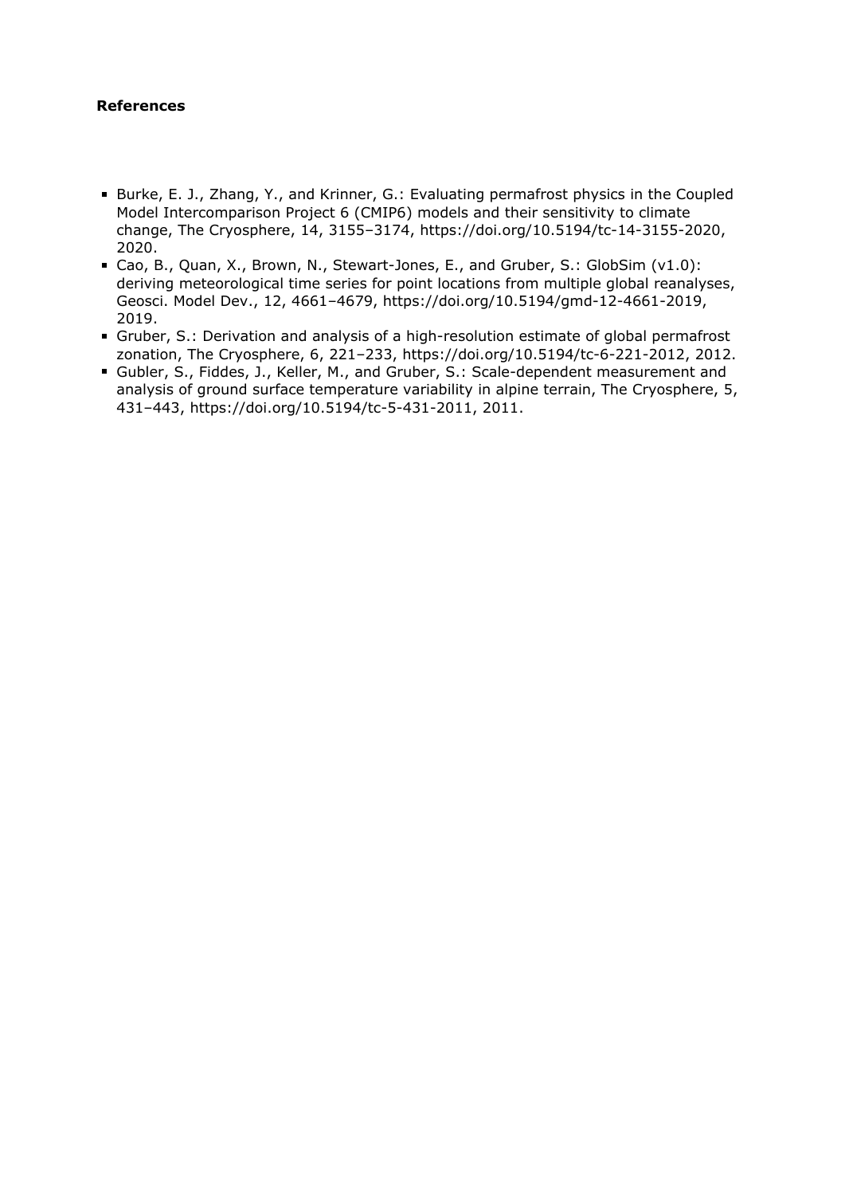**References**

- Burke, E. J., Zhang, Y., and Krinner, G.: Evaluating permafrost physics in the Coupled Model Intercomparison Project 6 (CMIP6) models and their sensitivity to climate change, The Cryosphere, 14, 3155–3174, https://doi.org/10.5194/tc-14-3155-2020, 2020.
- Cao, B., Quan, X., Brown, N., Stewart-Jones, E., and Gruber, S.: GlobSim (v1.0): deriving meteorological time series for point locations from multiple global reanalyses, Geosci. Model Dev., 12, 4661–4679, https://doi.org/10.5194/gmd-12-4661-2019, 2019.
- Gruber, S.: Derivation and analysis of a high-resolution estimate of global permafrost zonation, The Cryosphere, 6, 221–233, https://doi.org/10.5194/tc-6-221-2012, 2012.
- Gubler, S., Fiddes, J., Keller, M., and Gruber, S.: Scale-dependent measurement and analysis of ground surface temperature variability in alpine terrain, The Cryosphere, 5, 431–443, https://doi.org/10.5194/tc-5-431-2011, 2011.